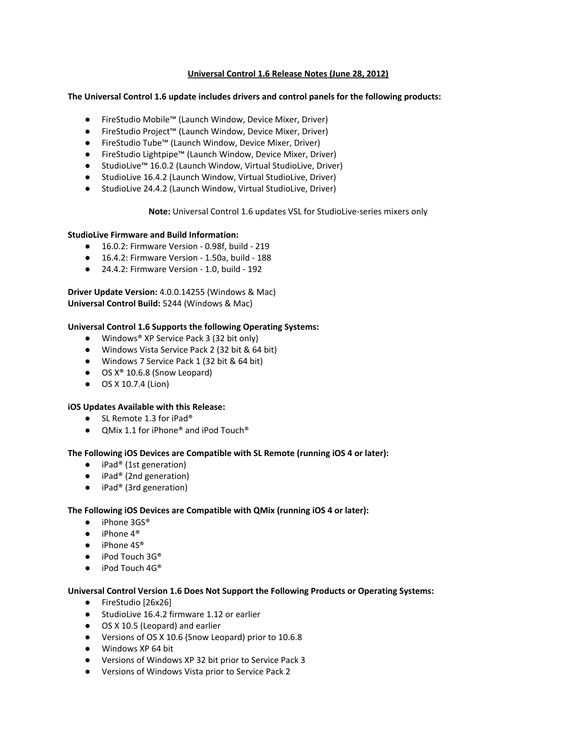# Universal Control 1.6 Release Notes (June 28, 2012)

**The Universal Control 1.6 update includes drivers and control panels for the following products:**

- FireStudio Mobile™ (Launch Window, Device Mixer, Driver)
- FireStudio Project™ (Launch Window, Device Mixer, Driver)
- FireStudio Tube™ (Launch Window, Device Mixer, Driver)
- FireStudio Lightpipe™ (Launch Window, Device Mixer, Driver)
- StudioLive™ 16.0.2 (Launch Window, Virtual StudioLive, Driver)
- StudioLive 16.4.2 (Launch Window, Virtual StudioLive, Driver)
- StudioLive 24.4.2 (Launch Window, Virtual StudioLive, Driver)

**Note:** Universal Control 1.6 updates VSL for StudioLive-series mixers only

**StudioLive Firmware and Build Information:**

- 16.0.2: Firmware Version - 0.98f, build - 219
- 16.4.2: Firmware Version - 1.50a, build - 188
- 24.4.2: Firmware Version - 1.0, build - 192

**Driver Update Version:** 4.0.0.14255 (Windows & Mac)
**Universal Control Build:** 5244 (Windows & Mac)

**Universal Control 1.6 Supports the following Operating Systems:**

- Windows® XP Service Pack 3 (32 bit only)
- Windows Vista Service Pack 2 (32 bit & 64 bit)
- Windows 7 Service Pack 1 (32 bit & 64 bit)
- OS X® 10.6.8 (Snow Leopard)
- OS X 10.7.4 (Lion)

**iOS Updates Available with this Release:**

- SL Remote 1.3 for iPad®
- QMix 1.1 for iPhone® and iPod Touch®

**The Following iOS Devices are Compatible with SL Remote (running iOS 4 or later):**

- iPad® (1st generation)
- iPad® (2nd generation)
- iPad® (3rd generation)

**The Following iOS Devices are Compatible with QMix (running iOS 4 or later):**

- iPhone 3GS®
- iPhone 4®
- iPhone 4S®
- iPod Touch 3G®
- iPod Touch 4G®

**Universal Control Version 1.6 Does Not Support the Following Products or Operating Systems:**

- FireStudio [26x26]
- StudioLive 16.4.2 firmware 1.12 or earlier
- OS X 10.5 (Leopard) and earlier
- Versions of OS X 10.6 (Snow Leopard) prior to 10.6.8
- Windows XP 64 bit
- Versions of Windows XP 32 bit prior to Service Pack 3
- Versions of Windows Vista prior to Service Pack 2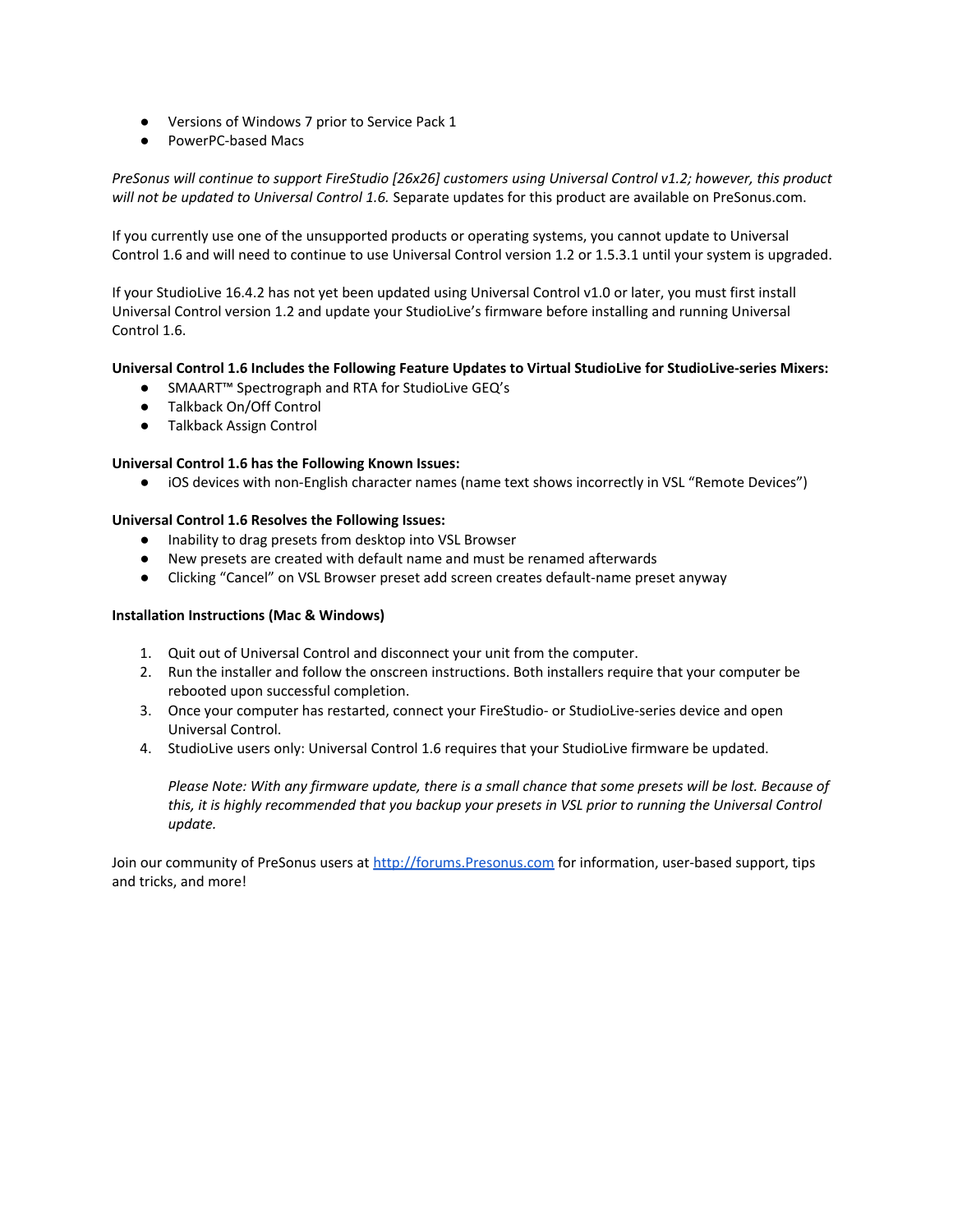- Versions of Windows 7 prior to Service Pack 1
- PowerPC-based Macs

*PreSonus will continue to support FireStudio [26x26] customers using Universal Control v1.2; however, this product will not be updated to Universal Control 1.6.* Separate updates for this product are available on PreSonus.com.

If you currently use one of the unsupported products or operating systems, you cannot update to Universal Control 1.6 and will need to continue to use Universal Control version 1.2 or 1.5.3.1 until your system is upgraded.

If your StudioLive 16.4.2 has not yet been updated using Universal Control v1.0 or later, you must first install Universal Control version 1.2 and update your StudioLive's firmware before installing and running Universal Control 1.6.

**Universal Control 1.6 Includes the Following Feature Updates to Virtual StudioLive for StudioLive-series Mixers:**

- SMAART™ Spectrograph and RTA for StudioLive GEQ's
- Talkback On/Off Control
- Talkback Assign Control

**Universal Control 1.6 has the Following Known Issues:**

- iOS devices with non-English character names (name text shows incorrectly in VSL "Remote Devices")

**Universal Control 1.6 Resolves the Following Issues:**

- Inability to drag presets from desktop into VSL Browser
- New presets are created with default name and must be renamed afterwards
- Clicking "Cancel" on VSL Browser preset add screen creates default-name preset anyway

**Installation Instructions (Mac & Windows)**

1. Quit out of Universal Control and disconnect your unit from the computer.
2. Run the installer and follow the onscreen instructions. Both installers require that your computer be rebooted upon successful completion.
3. Once your computer has restarted, connect your FireStudio- or StudioLive-series device and open Universal Control.
4. StudioLive users only: Universal Control 1.6 requires that your StudioLive firmware be updated.

   *Please Note: With any firmware update, there is a small chance that some presets will be lost. Because of this, it is highly recommended that you backup your presets in VSL prior to running the Universal Control update.*

Join our community of PreSonus users at [http://forums.Presonus.com](http://forums.Presonus.com) for information, user-based support, tips and tricks, and more!